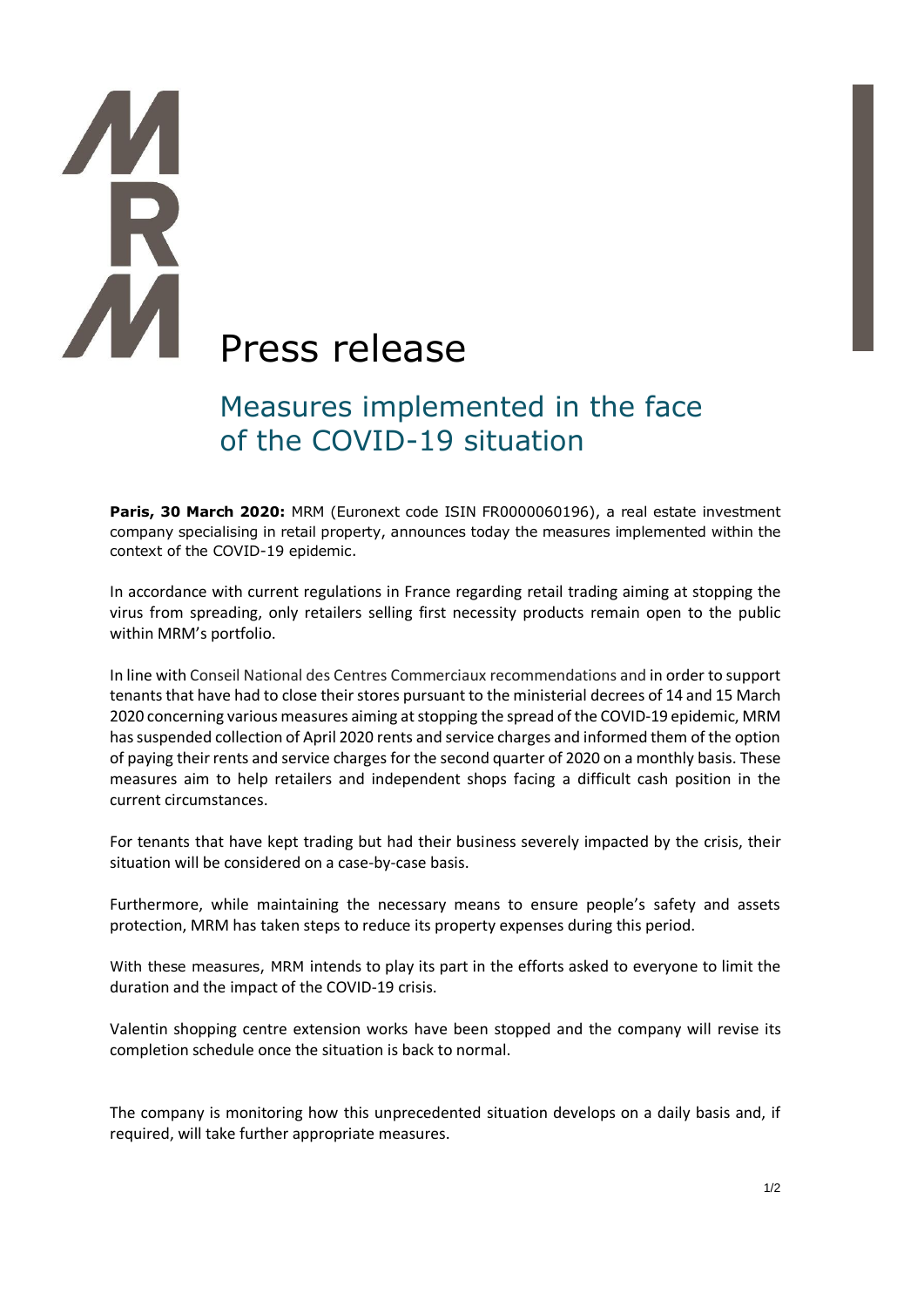# Press release

## Measures implemented in the face of the COVID-19 situation

**Paris, 30 March 2020:** MRM (Euronext code ISIN FR0000060196), a real estate investment company specialising in retail property, announces today the measures implemented within the context of the COVID-19 epidemic.

In accordance with current regulations in France regarding retail trading aiming at stopping the virus from spreading, only retailers selling first necessity products remain open to the public within MRM's portfolio.

In line with Conseil National des Centres Commerciaux recommendations and in order to support tenants that have had to close their stores pursuant to the ministerial decrees of 14 and 15 March 2020 concerning various measures aiming at stopping the spread of the COVID-19 epidemic, MRM has suspended collection of April 2020 rents and service charges and informed them of the option of paying their rents and service charges for the second quarter of 2020 on a monthly basis. These measures aim to help retailers and independent shops facing a difficult cash position in the current circumstances.

For tenants that have kept trading but had their business severely impacted by the crisis, their situation will be considered on a case-by-case basis.

Furthermore, while maintaining the necessary means to ensure people's safety and assets protection, MRM has taken steps to reduce its property expenses during this period.

With these measures, MRM intends to play its part in the efforts asked to everyone to limit the duration and the impact of the COVID-19 crisis.

Valentin shopping centre extension works have been stopped and the company will revise its completion schedule once the situation is back to normal.

The company is monitoring how this unprecedented situation develops on a daily basis and, if required, will take further appropriate measures.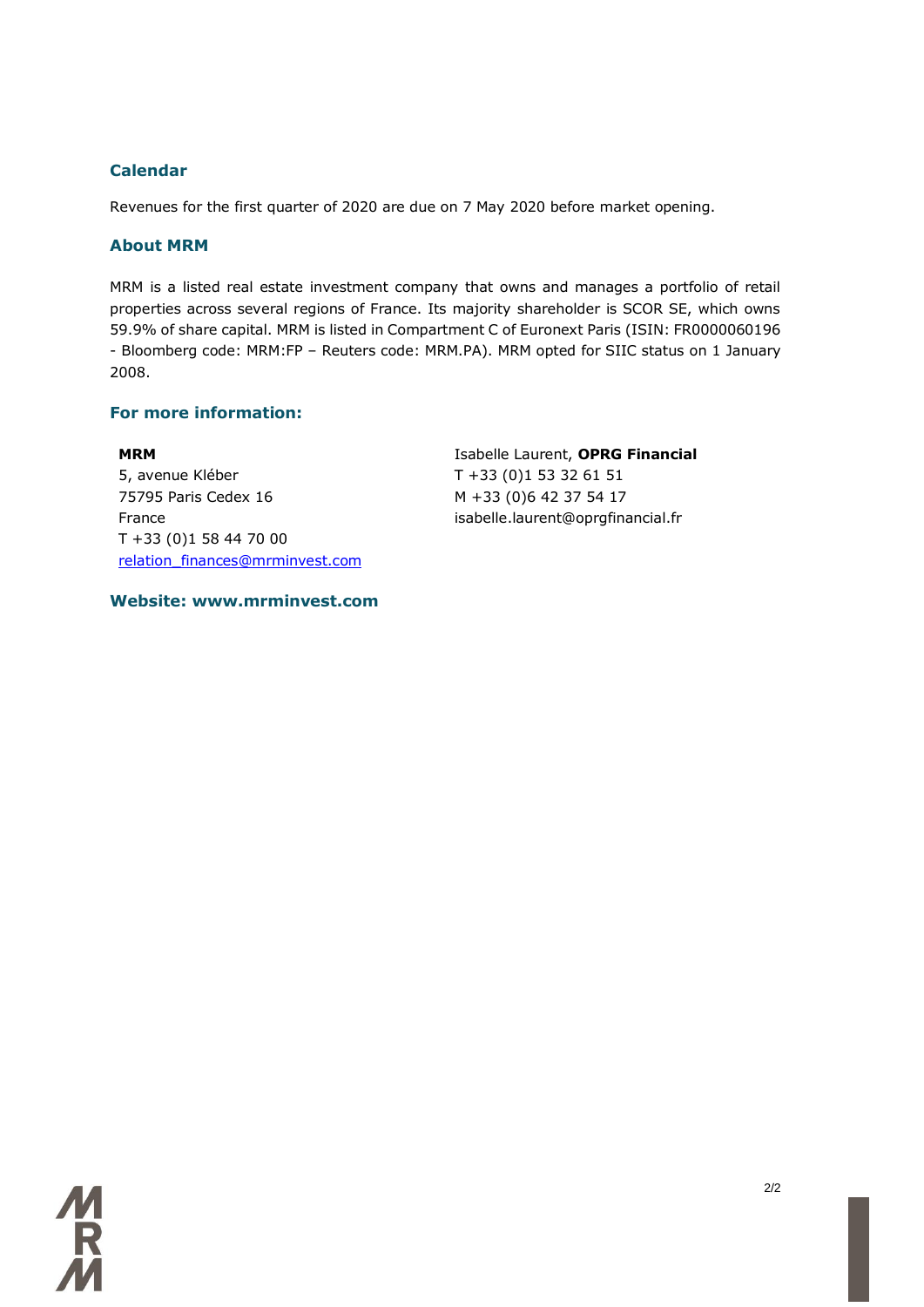## Calendar

Revenues for the first quarter of 2020 are due on 7 May 2020 before market opening.

## About MRM

MRM is a listed real estate investment company that owns and manages a portfolio of retail properties across several regions of France. Its majority shareholder is SCOR SE, which owns 59.9% of share capital. MRM is listed in Compartment C of Euronext Paris (ISIN: FR0000060196 - Bloomberg code: MRM:FP – Reuters code: MRM.PA). MRM opted for SIIC status on 1 January 2008.

## For more information:

**MRM**
5, avenue Kléber
75795 Paris Cedex 16
France
T +33 (0)1 58 44 70 00
relation_finances@mrminvest.com

Isabelle Laurent, **OPRG Financial**
T +33 (0)1 53 32 61 51
M +33 (0)6 42 37 54 17
isabelle.laurent@oprgfinancial.fr

## Website: www.mrminvest.com